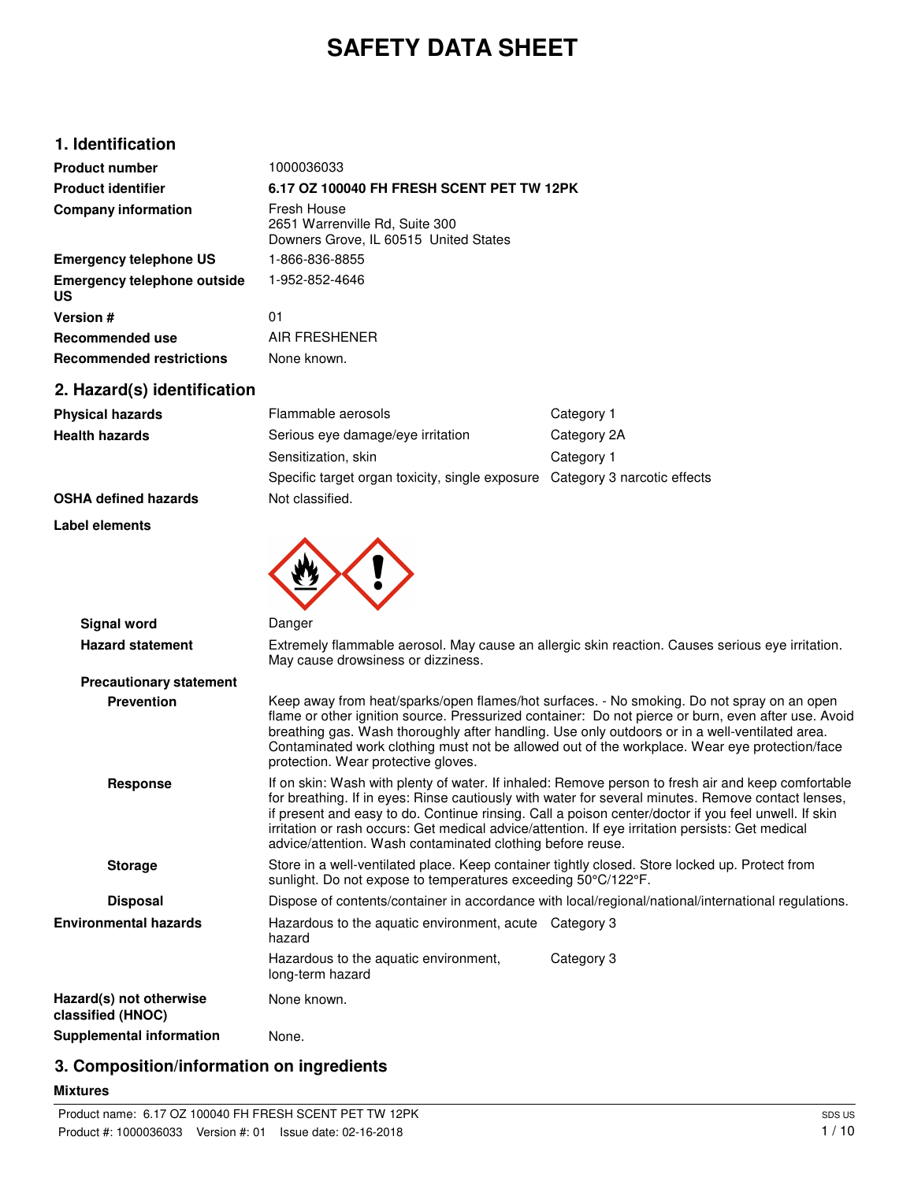# SAFETY DATA SHEET

## 1. Identification

| | |
|---|---|
| **Product number** | 1000036033 |
| **Product identifier** | **6.17 OZ 100040 FH FRESH SCENT PET TW 12PK** |
| **Company information** | Fresh House<br>2651 Warrenville Rd, Suite 300<br>Downers Grove, IL 60515 United States |
| **Emergency telephone US** | 1-866-836-8855 |
| **Emergency telephone outside US** | 1-952-852-4646 |
| **Version #** | 01 |
| **Recommended use** | AIR FRESHENER |
| **Recommended restrictions** | None known. |

## 2. Hazard(s) identification

| | | |
|---|---|---|
| **Physical hazards** | Flammable aerosols | Category 1 |
| **Health hazards** | Serious eye damage/eye irritation | Category 2A |
| | Sensitization, skin | Category 1 |
| | Specific target organ toxicity, single exposure | Category 3 narcotic effects |
| **OSHA defined hazards** | Not classified. | |

**Label elements**

**Signal word** Danger

**Hazard statement** Extremely flammable aerosol. May cause an allergic skin reaction. Causes serious eye irritation. May cause drowsiness or dizziness.

**Precautionary statement**

**Prevention** Keep away from heat/sparks/open flames/hot surfaces. - No smoking. Do not spray on an open flame or other ignition source. Pressurized container: Do not pierce or burn, even after use. Avoid breathing gas. Wash thoroughly after handling. Use only outdoors or in a well-ventilated area. Contaminated work clothing must not be allowed out of the workplace. Wear eye protection/face protection. Wear protective gloves.

**Response** If on skin: Wash with plenty of water. If inhaled: Remove person to fresh air and keep comfortable for breathing. If in eyes: Rinse cautiously with water for several minutes. Remove contact lenses, if present and easy to do. Continue rinsing. Call a poison center/doctor if you feel unwell. If skin irritation or rash occurs: Get medical advice/attention. If eye irritation persists: Get medical advice/attention. Wash contaminated clothing before reuse.

**Storage** Store in a well-ventilated place. Keep container tightly closed. Store locked up. Protect from sunlight. Do not expose to temperatures exceeding 50°C/122°F.

**Disposal** Dispose of contents/container in accordance with local/regional/national/international regulations.

| | | |
|---|---|---|
| **Environmental hazards** | Hazardous to the aquatic environment, acute hazard | Category 3 |
| | Hazardous to the aquatic environment, long-term hazard | Category 3 |
| **Hazard(s) not otherwise classified (HNOC)** | None known. | |
| **Supplemental information** | None. | |

## 3. Composition/information on ingredients

**Mixtures**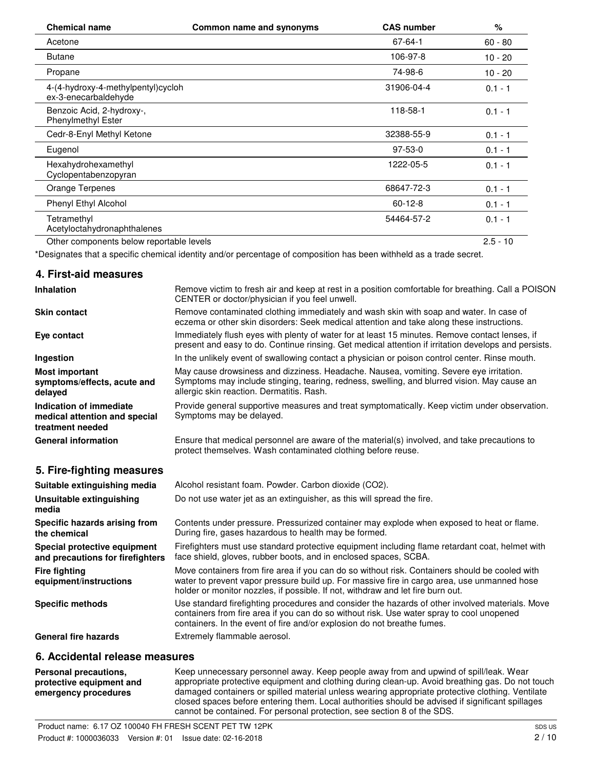| Chemical name | Common name and synonyms | CAS number | % |
| --- | --- | --- | --- |
| Acetone | | 67-64-1 | 60 - 80 |
| Butane | | 106-97-8 | 10 - 20 |
| Propane | | 74-98-6 | 10 - 20 |
| 4-(4-hydroxy-4-methylpentyl)cycloh ex-3-enecarbaldehyde | | 31906-04-4 | 0.1 - 1 |
| Benzoic Acid, 2-hydroxy-, Phenylmethyl Ester | | 118-58-1 | 0.1 - 1 |
| Cedr-8-Enyl Methyl Ketone | | 32388-55-9 | 0.1 - 1 |
| Eugenol | | 97-53-0 | 0.1 - 1 |
| Hexahydrohexamethyl Cyclopentabenzopyran | | 1222-05-5 | 0.1 - 1 |
| Orange Terpenes | | 68647-72-3 | 0.1 - 1 |
| Phenyl Ethyl Alcohol | | 60-12-8 | 0.1 - 1 |
| Tetramethyl Acetyloctahydronaphthalenes | | 54464-57-2 | 0.1 - 1 |
| Other components below reportable levels | | | 2.5 - 10 |

*Designates that a specific chemical identity and/or percentage of composition has been withheld as a trade secret.

## 4. First-aid measures

**Inhalation**
Remove victim to fresh air and keep at rest in a position comfortable for breathing. Call a POISON CENTER or doctor/physician if you feel unwell.

**Skin contact**
Remove contaminated clothing immediately and wash skin with soap and water. In case of eczema or other skin disorders: Seek medical attention and take along these instructions.

**Eye contact**
Immediately flush eyes with plenty of water for at least 15 minutes. Remove contact lenses, if present and easy to do. Continue rinsing. Get medical attention if irritation develops and persists.

**Ingestion**
In the unlikely event of swallowing contact a physician or poison control center. Rinse mouth.

**Most important symptoms/effects, acute and delayed**
May cause drowsiness and dizziness. Headache. Nausea, vomiting. Severe eye irritation. Symptoms may include stinging, tearing, redness, swelling, and blurred vision. May cause an allergic skin reaction. Dermatitis. Rash.

**Indication of immediate medical attention and special treatment needed**
Provide general supportive measures and treat symptomatically. Keep victim under observation. Symptoms may be delayed.

**General information**
Ensure that medical personnel are aware of the material(s) involved, and take precautions to protect themselves. Wash contaminated clothing before reuse.

## 5. Fire-fighting measures

**Suitable extinguishing media**
Alcohol resistant foam. Powder. Carbon dioxide ($CO_2$).

**Unsuitable extinguishing media**
Do not use water jet as an extinguisher, as this will spread the fire.

**Specific hazards arising from the chemical**
Contents under pressure. Pressurized container may explode when exposed to heat or flame. During fire, gases hazardous to health may be formed.

**Special protective equipment and precautions for firefighters**
Firefighters must use standard protective equipment including flame retardant coat, helmet with face shield, gloves, rubber boots, and in enclosed spaces, SCBA.

**Fire fighting equipment/instructions**
Move containers from fire area if you can do so without risk. Containers should be cooled with water to prevent vapor pressure build up. For massive fire in cargo area, use unmanned hose holder or monitor nozzles, if possible. If not, withdraw and let fire burn out.

**Specific methods**
Use standard firefighting procedures and consider the hazards of other involved materials. Move containers from fire area if you can do so without risk. Use water spray to cool unopened containers. In the event of fire and/or explosion do not breathe fumes.

**General fire hazards**
Extremely flammable aerosol.

## 6. Accidental release measures

**Personal precautions, protective equipment and emergency procedures**
Keep unnecessary personnel away. Keep people away from and upwind of spill/leak. Wear appropriate protective equipment and clothing during clean-up. Avoid breathing gas. Do not touch damaged containers or spilled material unless wearing appropriate protective clothing. Ventilate closed spaces before entering them. Local authorities should be advised if significant spillages cannot be contained. For personal protection, see section 8 of the SDS.

Product name: 6.17 OZ 100040 FH FRESH SCENT PET TW 12PK
Product #: 1000036033 Version #: 01 Issue date: 02-16-2018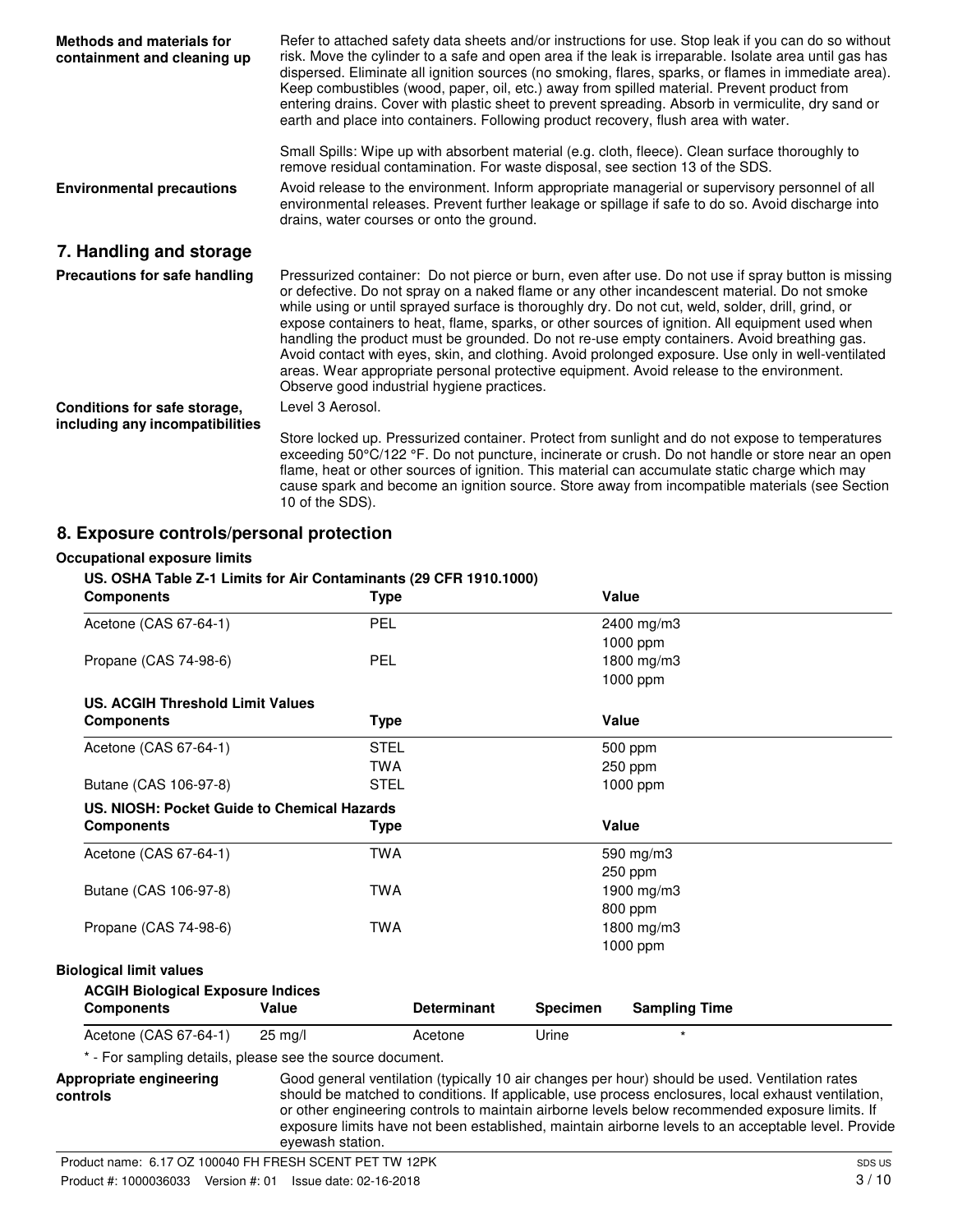**Methods and materials for containment and cleaning up**

Refer to attached safety data sheets and/or instructions for use. Stop leak if you can do so without risk. Move the cylinder to a safe and open area if the leak is irreparable. Isolate area until gas has dispersed. Eliminate all ignition sources (no smoking, flares, sparks, or flames in immediate area). Keep combustibles (wood, paper, oil, etc.) away from spilled material. Prevent product from entering drains. Cover with plastic sheet to prevent spreading. Absorb in vermiculite, dry sand or earth and place into containers. Following product recovery, flush area with water.

Small Spills: Wipe up with absorbent material (e.g. cloth, fleece). Clean surface thoroughly to remove residual contamination. For waste disposal, see section 13 of the SDS.

**Environmental precautions**

Avoid release to the environment. Inform appropriate managerial or supervisory personnel of all environmental releases. Prevent further leakage or spillage if safe to do so. Avoid discharge into drains, water courses or onto the ground.

## 7. Handling and storage

**Precautions for safe handling**

Pressurized container: Do not pierce or burn, even after use. Do not use if spray button is missing or defective. Do not spray on a naked flame or any other incandescent material. Do not smoke while using or until sprayed surface is thoroughly dry. Do not cut, weld, solder, drill, grind, or expose containers to heat, flame, sparks, or other sources of ignition. All equipment used when handling the product must be grounded. Do not re-use empty containers. Avoid breathing gas. Avoid contact with eyes, skin, and clothing. Avoid prolonged exposure. Use only in well-ventilated areas. Wear appropriate personal protective equipment. Avoid release to the environment. Observe good industrial hygiene practices.

**Conditions for safe storage, including any incompatibilities**

Level 3 Aerosol.

Store locked up. Pressurized container. Protect from sunlight and do not expose to temperatures exceeding 50°C/122 °F. Do not puncture, incinerate or crush. Do not handle or store near an open flame, heat or other sources of ignition. This material can accumulate static charge which may cause spark and become an ignition source. Store away from incompatible materials (see Section 10 of the SDS).

## 8. Exposure controls/personal protection

**Occupational exposure limits**

**US. OSHA Table Z-1 Limits for Air Contaminants (29 CFR 1910.1000)**

| Components | Type | Value |
|---|---|---|
| Acetone (CAS 67-64-1) | PEL | 2400 mg/m3 |
| | | 1000 ppm |
| Propane (CAS 74-98-6) | PEL | 1800 mg/m3 |
| | | 1000 ppm |

**US. ACGIH Threshold Limit Values**

| Components | Type | Value |
|---|---|---|
| Acetone (CAS 67-64-1) | STEL | 500 ppm |
| | TWA | 250 ppm |
| Butane (CAS 106-97-8) | STEL | 1000 ppm |

**US. NIOSH: Pocket Guide to Chemical Hazards**

| Components | Type | Value |
|---|---|---|
| Acetone (CAS 67-64-1) | TWA | 590 mg/m3 |
| | | 250 ppm |
| Butane (CAS 106-97-8) | TWA | 1900 mg/m3 |
| | | 800 ppm |
| Propane (CAS 74-98-6) | TWA | 1800 mg/m3 |
| | | 1000 ppm |

**Biological limit values**

**ACGIH Biological Exposure Indices**

| Components | Value | Determinant | Specimen | Sampling Time |
|---|---|---|---|---|
| Acetone (CAS 67-64-1) | 25 mg/l | Acetone | Urine | * |

\* - For sampling details, please see the source document.

**Appropriate engineering controls**

Good general ventilation (typically 10 air changes per hour) should be used. Ventilation rates should be matched to conditions. If applicable, use process enclosures, local exhaust ventilation, or other engineering controls to maintain airborne levels below recommended exposure limits. If exposure limits have not been established, maintain airborne levels to an acceptable level. Provide eyewash station.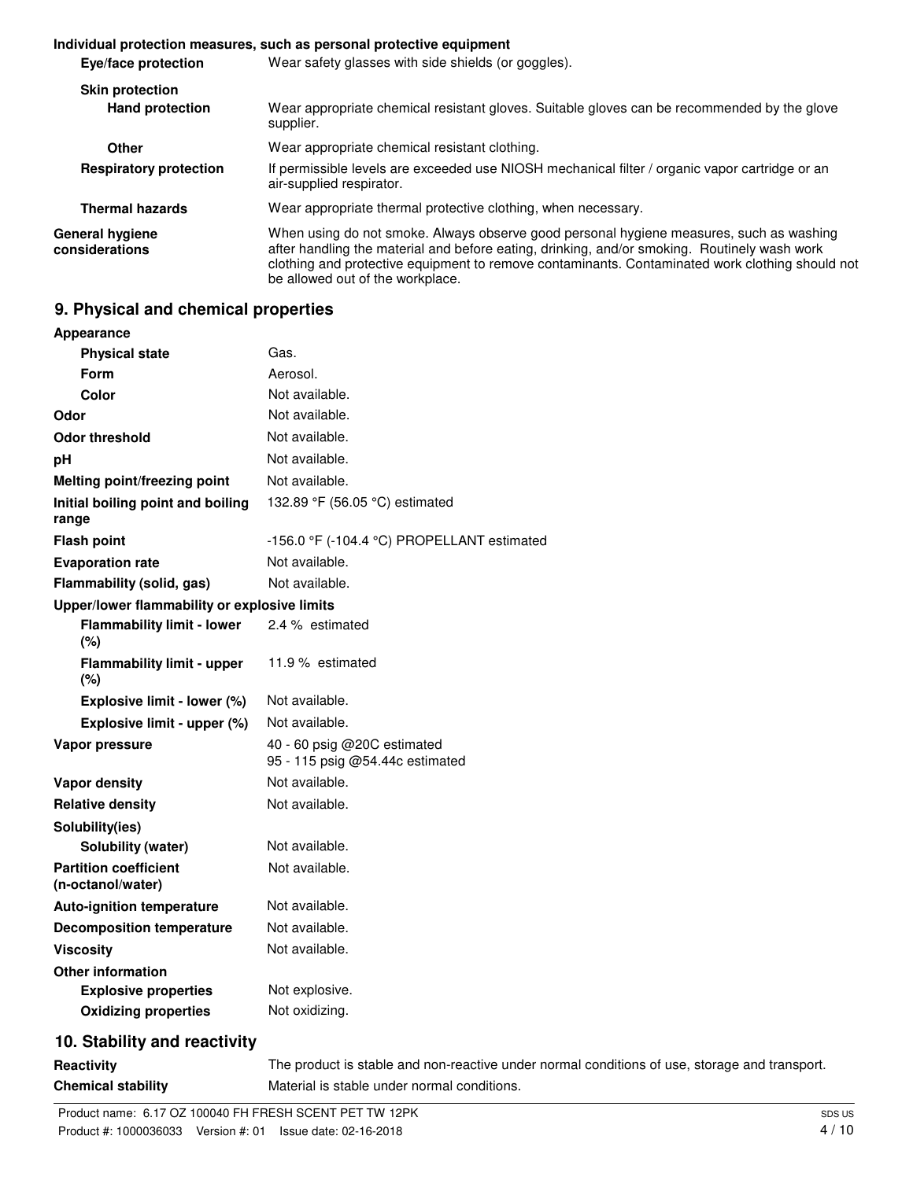**Individual protection measures, such as personal protective equipment**

| | |
|---|---|
| **Eye/face protection** | Wear safety glasses with side shields (or goggles). |
| **Skin protection** | |
| **Hand protection** | Wear appropriate chemical resistant gloves. Suitable gloves can be recommended by the glove supplier. |
| **Other** | Wear appropriate chemical resistant clothing. |
| **Respiratory protection** | If permissible levels are exceeded use NIOSH mechanical filter / organic vapor cartridge or an air-supplied respirator. |
| **Thermal hazards** | Wear appropriate thermal protective clothing, when necessary. |
| **General hygiene considerations** | When using do not smoke. Always observe good personal hygiene measures, such as washing after handling the material and before eating, drinking, and/or smoking. Routinely wash work clothing and protective equipment to remove contaminants. Contaminated work clothing should not be allowed out of the workplace. |

## 9. Physical and chemical properties

| | |
|---|---|
| **Appearance** | |
| **Physical state** | Gas. |
| **Form** | Aerosol. |
| **Color** | Not available. |
| **Odor** | Not available. |
| **Odor threshold** | Not available. |
| **pH** | Not available. |
| **Melting point/freezing point** | Not available. |
| **Initial boiling point and boiling range** | 132.89 °F (56.05 °C) estimated |
| **Flash point** | -156.0 °F (-104.4 °C) PROPELLANT estimated |
| **Evaporation rate** | Not available. |
| **Flammability (solid, gas)** | Not available. |
| **Upper/lower flammability or explosive limits** | |
| **Flammability limit - lower (%)** | 2.4 % estimated |
| **Flammability limit - upper (%)** | 11.9 % estimated |
| **Explosive limit - lower (%)** | Not available. |
| **Explosive limit - upper (%)** | Not available. |
| **Vapor pressure** | 40 - 60 psig @20C estimated<br>95 - 115 psig @54.44c estimated |
| **Vapor density** | Not available. |
| **Relative density** | Not available. |
| **Solubility(ies)** | |
| **Solubility (water)** | Not available. |
| **Partition coefficient (n-octanol/water)** | Not available. |
| **Auto-ignition temperature** | Not available. |
| **Decomposition temperature** | Not available. |
| **Viscosity** | Not available. |
| **Other information** | |
| **Explosive properties** | Not explosive. |
| **Oxidizing properties** | Not oxidizing. |

## 10. Stability and reactivity

| | |
|---|---|
| **Reactivity** | The product is stable and non-reactive under normal conditions of use, storage and transport. |
| **Chemical stability** | Material is stable under normal conditions. |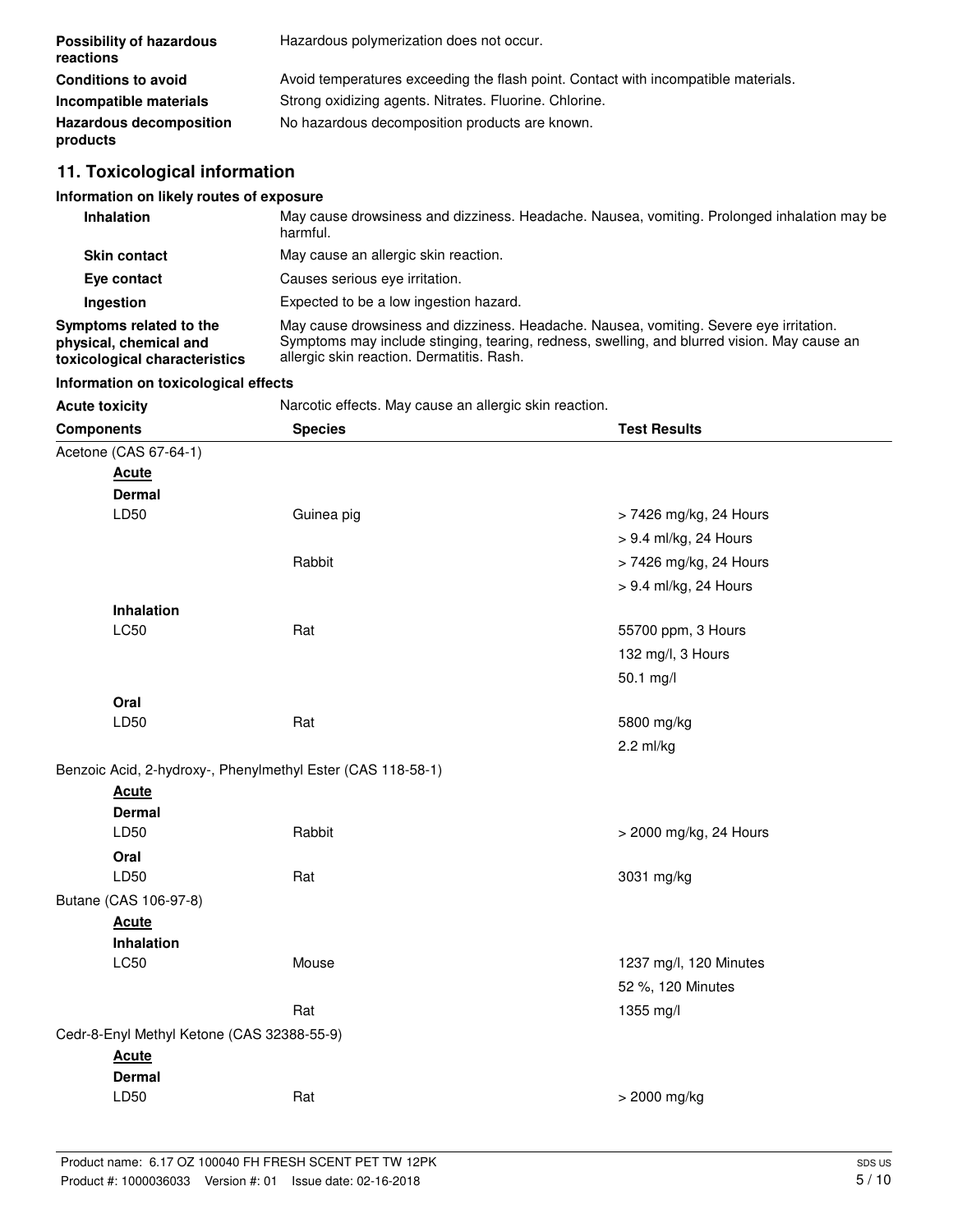| | |
|---|---|
| **Possibility of hazardous reactions** | Hazardous polymerization does not occur. |
| **Conditions to avoid** | Avoid temperatures exceeding the flash point. Contact with incompatible materials. |
| **Incompatible materials** | Strong oxidizing agents. Nitrates. Fluorine. Chlorine. |
| **Hazardous decomposition products** | No hazardous decomposition products are known. |

## 11. Toxicological information

### Information on likely routes of exposure

| | |
|---|---|
| **Inhalation** | May cause drowsiness and dizziness. Headache. Nausea, vomiting. Prolonged inhalation may be harmful. |
| **Skin contact** | May cause an allergic skin reaction. |
| **Eye contact** | Causes serious eye irritation. |
| **Ingestion** | Expected to be a low ingestion hazard. |
| **Symptoms related to the physical, chemical and toxicological characteristics** | May cause drowsiness and dizziness. Headache. Nausea, vomiting. Severe eye irritation. Symptoms may include stinging, tearing, redness, swelling, and blurred vision. May cause an allergic skin reaction. Dermatitis. Rash. |

### Information on toxicological effects

**Acute toxicity** Narcotic effects. May cause an allergic skin reaction.

| Components | Species | Test Results |
|---|---|---|
| Acetone (CAS 67-64-1) | | |
| **Acute** | | |
| **Dermal** | | |
| LD50 | Guinea pig | > 7426 mg/kg, 24 Hours |
| | | > 9.4 ml/kg, 24 Hours |
| | Rabbit | > 7426 mg/kg, 24 Hours |
| | | > 9.4 ml/kg, 24 Hours |
| **Inhalation** | | |
| LC50 | Rat | 55700 ppm, 3 Hours |
| | | 132 mg/l, 3 Hours |
| | | 50.1 mg/l |
| **Oral** | | |
| LD50 | Rat | 5800 mg/kg |
| | | 2.2 ml/kg |
| Benzoic Acid, 2-hydroxy-, Phenylmethyl Ester (CAS 118-58-1) | | |
| **Acute** | | |
| **Dermal** | | |
| LD50 | Rabbit | > 2000 mg/kg, 24 Hours |
| **Oral** | | |
| LD50 | Rat | 3031 mg/kg |
| Butane (CAS 106-97-8) | | |
| **Acute** | | |
| **Inhalation** | | |
| LC50 | Mouse | 1237 mg/l, 120 Minutes |
| | | 52 %, 120 Minutes |
| | Rat | 1355 mg/l |
| Cedr-8-Enyl Methyl Ketone (CAS 32388-55-9) | | |
| **Acute** | | |
| **Dermal** | | |
| LD50 | Rat | > 2000 mg/kg |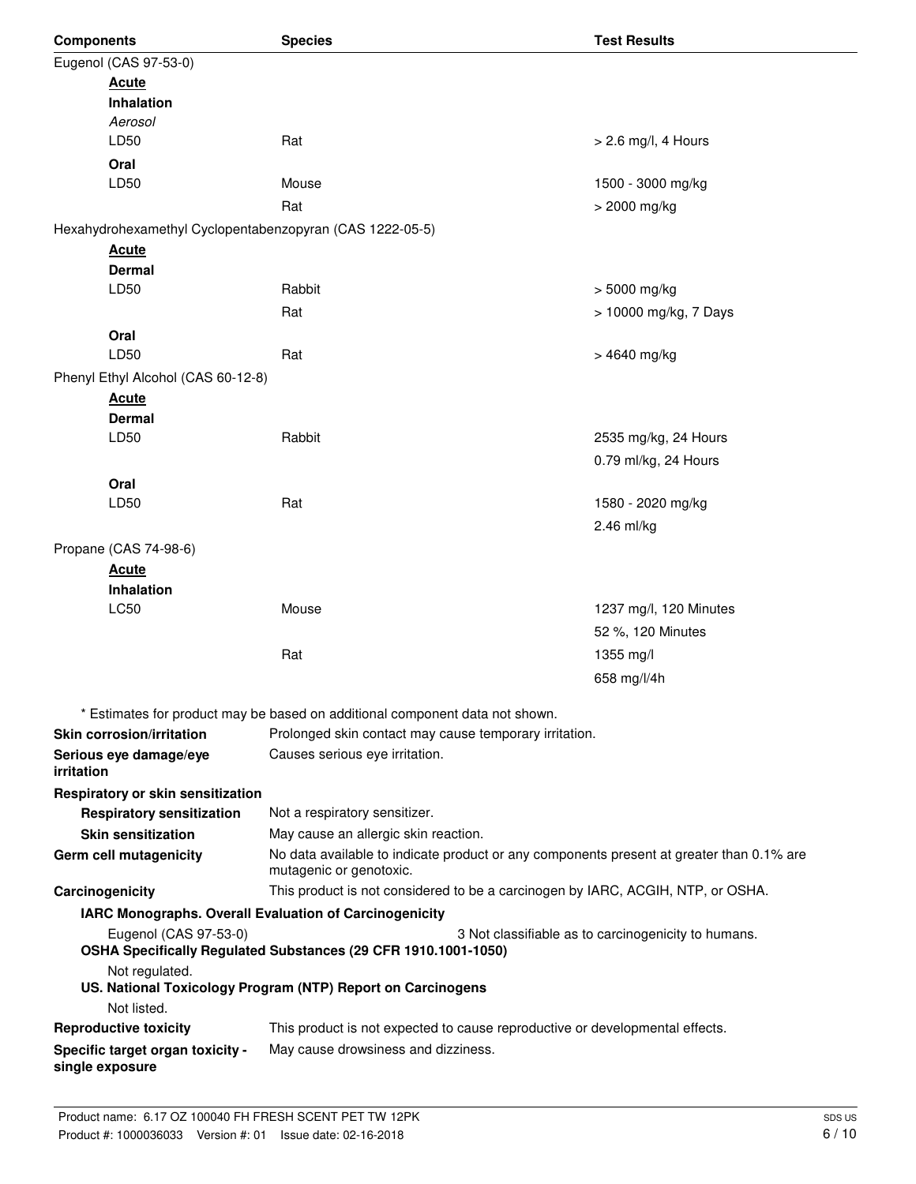| Components | Species | Test Results |
|---|---|---|
| Eugenol (CAS 97-53-0) | | |
| **Acute** | | |
| **Inhalation** | | |
| *Aerosol* | | |
| LD50 | Rat | > 2.6 mg/l, 4 Hours |
| **Oral** | | |
| LD50 | Mouse | 1500 - 3000 mg/kg |
| | Rat | > 2000 mg/kg |
| Hexahydrohexamethyl Cyclopentabenzopyran (CAS 1222-05-5) | | |
| **Acute** | | |
| **Dermal** | | |
| LD50 | Rabbit | > 5000 mg/kg |
| | Rat | > 10000 mg/kg, 7 Days |
| **Oral** | | |
| LD50 | Rat | > 4640 mg/kg |
| Phenyl Ethyl Alcohol (CAS 60-12-8) | | |
| **Acute** | | |
| **Dermal** | | |
| LD50 | Rabbit | 2535 mg/kg, 24 Hours |
| | | 0.79 ml/kg, 24 Hours |
| **Oral** | | |
| LD50 | Rat | 1580 - 2020 mg/kg |
| | | 2.46 ml/kg |
| Propane (CAS 74-98-6) | | |
| **Acute** | | |
| **Inhalation** | | |
| LC50 | Mouse | 1237 mg/l, 120 Minutes |
| | | 52 %, 120 Minutes |
| | Rat | 1355 mg/l |
| | | 658 mg/l/4h |

\* Estimates for product may be based on additional component data not shown.

**Skin corrosion/irritation** Prolonged skin contact may cause temporary irritation.

**Serious eye damage/eye irritation** Causes serious eye irritation.

**Respiratory or skin sensitization**

**Respiratory sensitization** Not a respiratory sensitizer.

**Skin sensitization** May cause an allergic skin reaction.

**Germ cell mutagenicity** No data available to indicate product or any components present at greater than 0.1% are mutagenic or genotoxic.

**Carcinogenicity** This product is not considered to be a carcinogen by IARC, ACGIH, NTP, or OSHA.

**IARC Monographs. Overall Evaluation of Carcinogenicity**

Eugenol (CAS 97-53-0) 3 Not classifiable as to carcinogenicity to humans.

**OSHA Specifically Regulated Substances (29 CFR 1910.1001-1050)**

Not regulated.

**US. National Toxicology Program (NTP) Report on Carcinogens**

Not listed.

**Reproductive toxicity** This product is not expected to cause reproductive or developmental effects.

**Specific target organ toxicity - single exposure** May cause drowsiness and dizziness.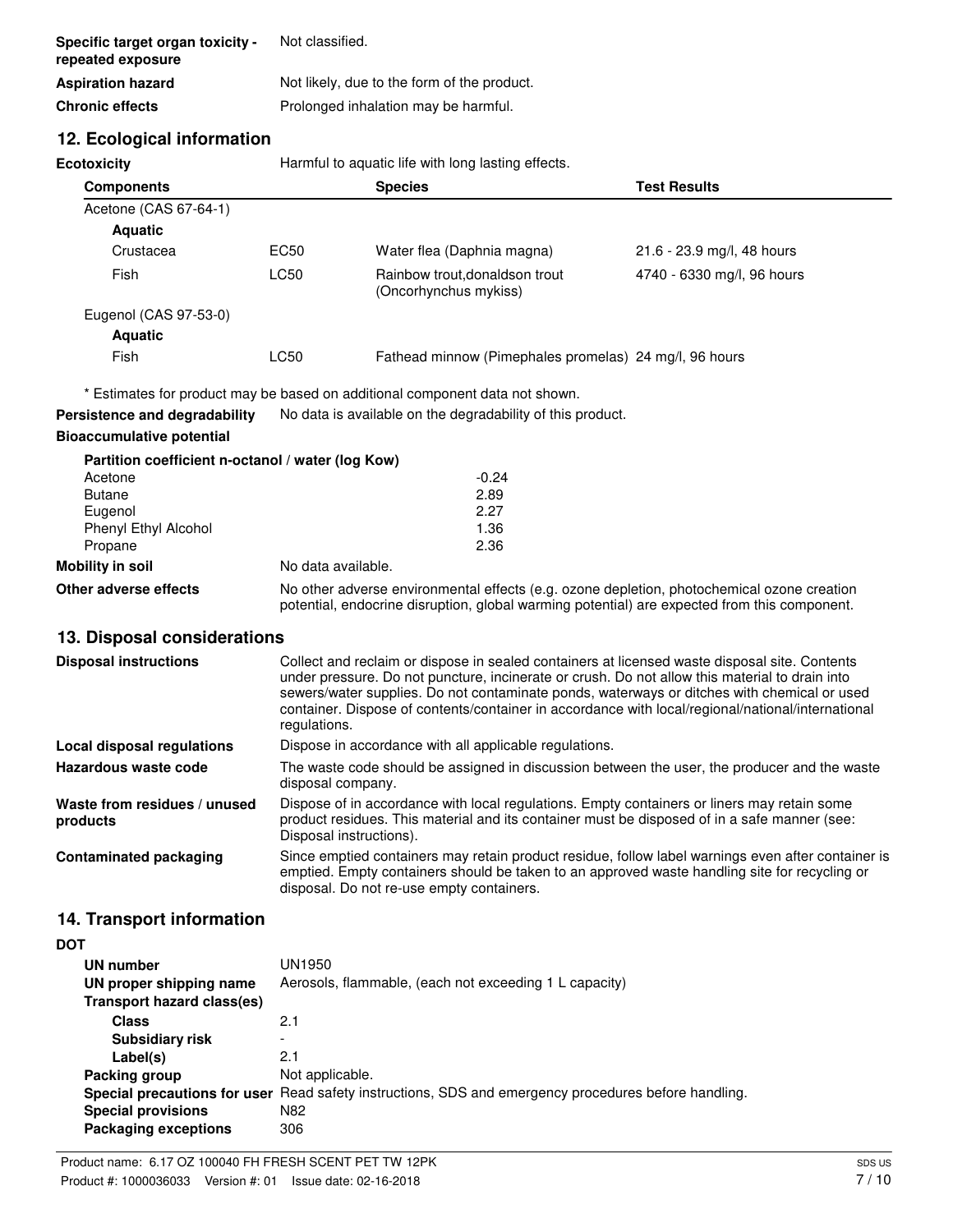| | |
|---|---|
| **Specific target organ toxicity - repeated exposure** | Not classified. |
| **Aspiration hazard** | Not likely, due to the form of the product. |
| **Chronic effects** | Prolonged inhalation may be harmful. |

## 12. Ecological information

**Ecotoxicity** Harmful to aquatic life with long lasting effects.

| Components | | Species | Test Results |
|---|---|---|---|
| Acetone (CAS 67-64-1) | | | |
| **Aquatic** | | | |
| Crustacea | EC50 | Water flea (Daphnia magna) | 21.6 - 23.9 mg/l, 48 hours |
| Fish | LC50 | Rainbow trout,donaldson trout (Oncorhynchus mykiss) | 4740 - 6330 mg/l, 96 hours |
| Eugenol (CAS 97-53-0) | | | |
| **Aquatic** | | | |
| Fish | LC50 | Fathead minnow (Pimephales promelas) | 24 mg/l, 96 hours |

\* Estimates for product may be based on additional component data not shown.

**Persistence and degradability** No data is available on the degradability of this product.

**Bioaccumulative potential**

**Partition coefficient n-octanol / water (log Kow)**

| | |
|---|---|
| Acetone | -0.24 |
| Butane | 2.89 |
| Eugenol | 2.27 |
| Phenyl Ethyl Alcohol | 1.36 |
| Propane | 2.36 |

**Mobility in soil** No data available.

**Other adverse effects** No other adverse environmental effects (e.g. ozone depletion, photochemical ozone creation potential, endocrine disruption, global warming potential) are expected from this component.

## 13. Disposal considerations

| | |
|---|---|
| **Disposal instructions** | Collect and reclaim or dispose in sealed containers at licensed waste disposal site. Contents under pressure. Do not puncture, incinerate or crush. Do not allow this material to drain into sewers/water supplies. Do not contaminate ponds, waterways or ditches with chemical or used container. Dispose of contents/container in accordance with local/regional/national/international regulations. |
| **Local disposal regulations** | Dispose in accordance with all applicable regulations. |
| **Hazardous waste code** | The waste code should be assigned in discussion between the user, the producer and the waste disposal company. |
| **Waste from residues / unused products** | Dispose of in accordance with local regulations. Empty containers or liners may retain some product residues. This material and its container must be disposed of in a safe manner (see: Disposal instructions). |
| **Contaminated packaging** | Since emptied containers may retain product residue, follow label warnings even after container is emptied. Empty containers should be taken to an approved waste handling site for recycling or disposal. Do not re-use empty containers. |

## 14. Transport information

**DOT**

| | |
|---|---|
| **UN number** | UN1950 |
| **UN proper shipping name** | Aerosols, flammable, (each not exceeding 1 L capacity) |
| **Transport hazard class(es)** | |
| **Class** | 2.1 |
| **Subsidiary risk** | - |
| **Label(s)** | 2.1 |
| **Packing group** | Not applicable. |
| **Special precautions for user** | Read safety instructions, SDS and emergency procedures before handling. |
| **Special provisions** | N82 |
| **Packaging exceptions** | 306 |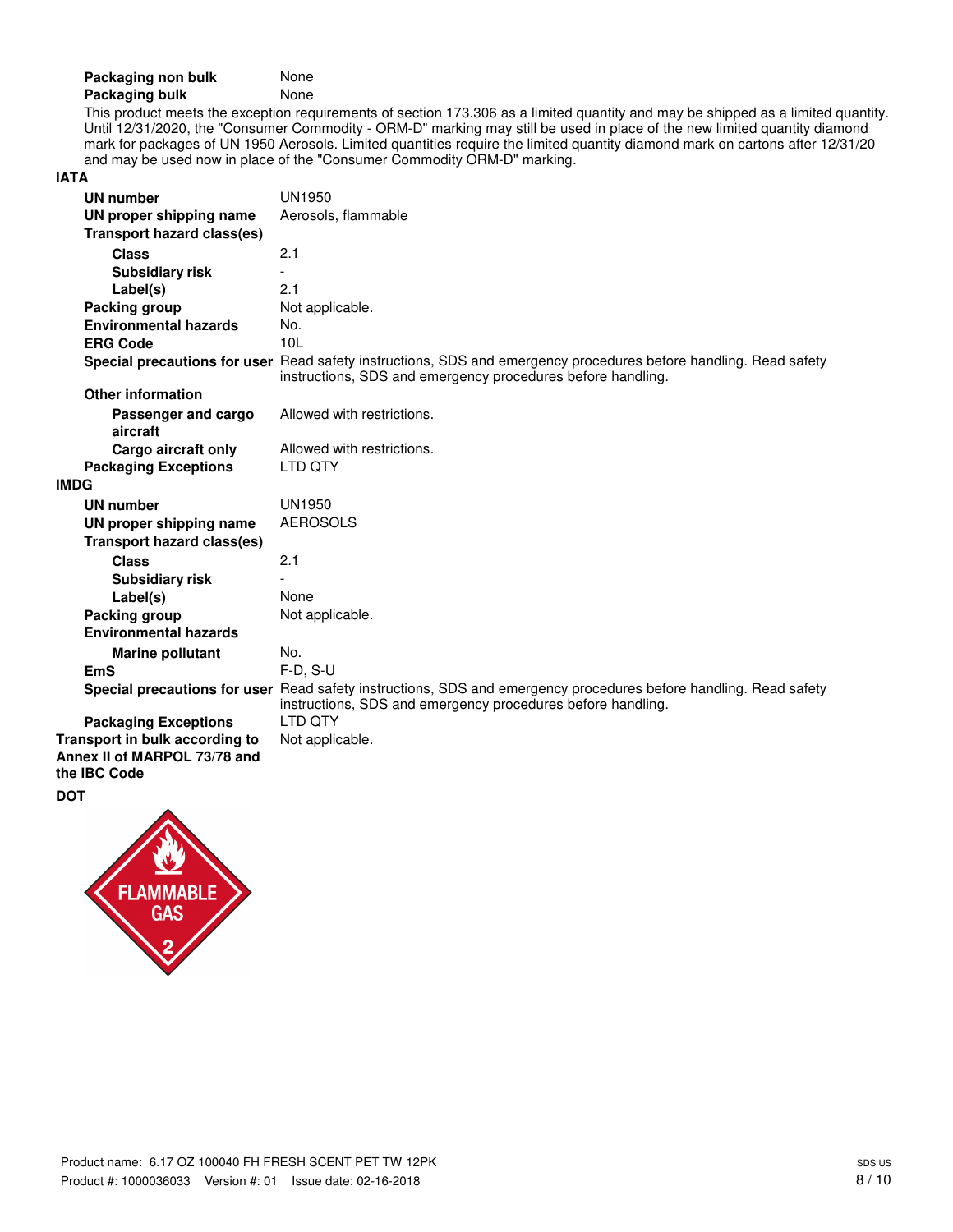**Packaging non bulk** None

**Packaging bulk** None

This product meets the exception requirements of section 173.306 as a limited quantity and may be shipped as a limited quantity. Until 12/31/2020, the "Consumer Commodity - ORM-D" marking may still be used in place of the new limited quantity diamond mark for packages of UN 1950 Aerosols. Limited quantities require the limited quantity diamond mark on cartons after 12/31/20 and may be used now in place of the "Consumer Commodity ORM-D" marking.

**IATA**

| | |
|---|---|
| **UN number** | UN1950 |
| **UN proper shipping name** | Aerosols, flammable |
| **Transport hazard class(es)** | |
| **Class** | 2.1 |
| **Subsidiary risk** | - |
| **Label(s)** | 2.1 |
| **Packing group** | Not applicable. |
| **Environmental hazards** | No. |
| **ERG Code** | 10L |
| **Special precautions for user** | Read safety instructions, SDS and emergency procedures before handling. Read safety instructions, SDS and emergency procedures before handling. |
| **Other information** | |
| **Passenger and cargo aircraft** | Allowed with restrictions. |
| **Cargo aircraft only** | Allowed with restrictions. |
| **Packaging Exceptions** | LTD QTY |

**IMDG**

| | |
|---|---|
| **UN number** | UN1950 |
| **UN proper shipping name** | AEROSOLS |
| **Transport hazard class(es)** | |
| **Class** | 2.1 |
| **Subsidiary risk** | - |
| **Label(s)** | None |
| **Packing group** | Not applicable. |
| **Environmental hazards** | |
| **Marine pollutant** | No. |
| **EmS** | F-D, S-U |
| **Special precautions for user** | Read safety instructions, SDS and emergency procedures before handling. Read safety instructions, SDS and emergency procedures before handling. |
| **Packaging Exceptions** | LTD QTY |

**Transport in bulk according to Annex II of MARPOL 73/78 and the IBC Code** Not applicable.

**DOT**

FLAMMABLE GAS 2

Product name: 6.17 OZ 100040 FH FRESH SCENT PET TW 12PK

Product #: 1000036033 Version #: 01 Issue date: 02-16-2018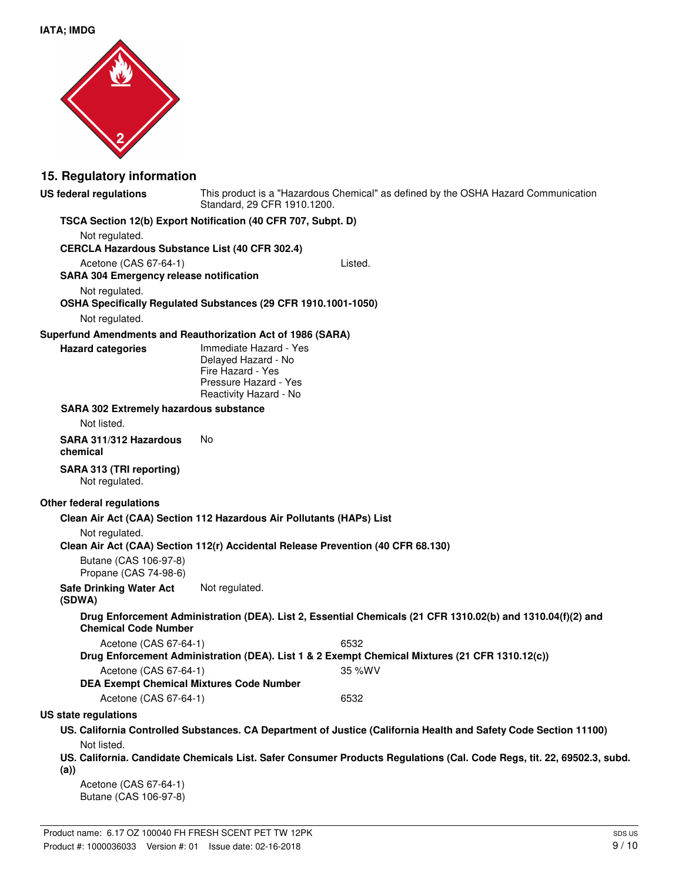**IATA; IMDG**

## 15. Regulatory information

**US federal regulations** This product is a "Hazardous Chemical" as defined by the OSHA Hazard Communication Standard, 29 CFR 1910.1200.

**TSCA Section 12(b) Export Notification (40 CFR 707, Subpt. D)**

Not regulated.

**CERCLA Hazardous Substance List (40 CFR 302.4)**

Acetone (CAS 67-64-1) Listed.

**SARA 304 Emergency release notification**

Not regulated.

**OSHA Specifically Regulated Substances (29 CFR 1910.1001-1050)**

Not regulated.

**Superfund Amendments and Reauthorization Act of 1986 (SARA)**

**Hazard categories**
Immediate Hazard - Yes
Delayed Hazard - No
Fire Hazard - Yes
Pressure Hazard - Yes
Reactivity Hazard - No

**SARA 302 Extremely hazardous substance**

Not listed.

**SARA 311/312 Hazardous chemical** No

**SARA 313 (TRI reporting)**

Not regulated.

**Other federal regulations**

**Clean Air Act (CAA) Section 112 Hazardous Air Pollutants (HAPs) List**

Not regulated.

**Clean Air Act (CAA) Section 112(r) Accidental Release Prevention (40 CFR 68.130)**

Butane (CAS 106-97-8)
Propane (CAS 74-98-6)

**Safe Drinking Water Act (SDWA)** Not regulated.

**Drug Enforcement Administration (DEA). List 2, Essential Chemicals (21 CFR 1310.02(b) and 1310.04(f)(2) and Chemical Code Number**

Acetone (CAS 67-64-1) 6532

**Drug Enforcement Administration (DEA). List 1 & 2 Exempt Chemical Mixtures (21 CFR 1310.12(c))**

Acetone (CAS 67-64-1) 35 %WV

**DEA Exempt Chemical Mixtures Code Number**

Acetone (CAS 67-64-1) 6532

**US state regulations**

**US. California Controlled Substances. CA Department of Justice (California Health and Safety Code Section 11100)**

Not listed.

**US. California. Candidate Chemicals List. Safer Consumer Products Regulations (Cal. Code Regs, tit. 22, 69502.3, subd. (a))**

Acetone (CAS 67-64-1)
Butane (CAS 106-97-8)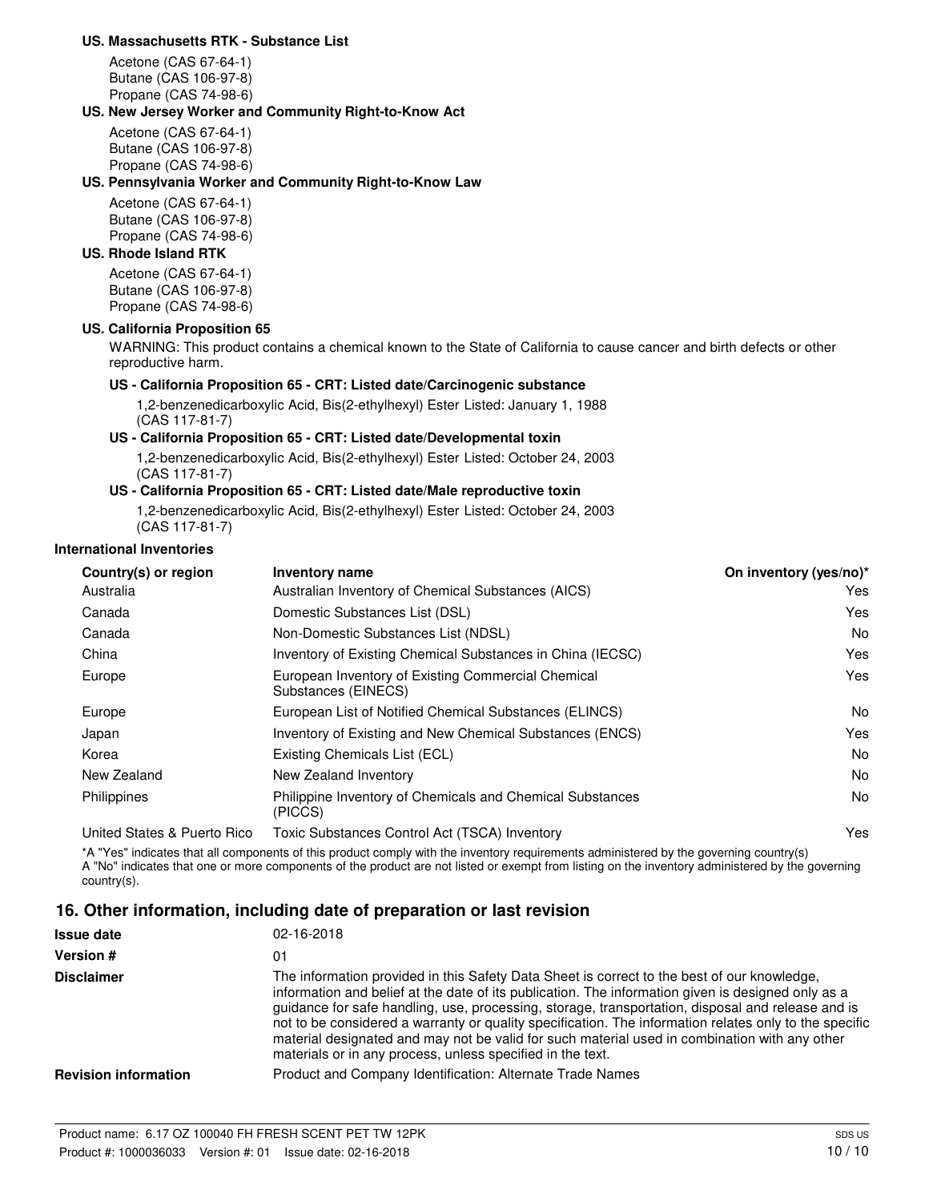**US. Massachusetts RTK - Substance List**

Acetone (CAS 67-64-1)
Butane (CAS 106-97-8)
Propane (CAS 74-98-6)

**US. New Jersey Worker and Community Right-to-Know Act**

Acetone (CAS 67-64-1)
Butane (CAS 106-97-8)
Propane (CAS 74-98-6)

**US. Pennsylvania Worker and Community Right-to-Know Law**

Acetone (CAS 67-64-1)
Butane (CAS 106-97-8)
Propane (CAS 74-98-6)

**US. Rhode Island RTK**

Acetone (CAS 67-64-1)
Butane (CAS 106-97-8)
Propane (CAS 74-98-6)

**US. California Proposition 65**

WARNING: This product contains a chemical known to the State of California to cause cancer and birth defects or other reproductive harm.

**US - California Proposition 65 - CRT: Listed date/Carcinogenic substance**

1,2-benzenedicarboxylic Acid, Bis(2-ethylhexyl) Ester Listed: January 1, 1988
(CAS 117-81-7)

**US - California Proposition 65 - CRT: Listed date/Developmental toxin**

1,2-benzenedicarboxylic Acid, Bis(2-ethylhexyl) Ester Listed: October 24, 2003
(CAS 117-81-7)

**US - California Proposition 65 - CRT: Listed date/Male reproductive toxin**

1,2-benzenedicarboxylic Acid, Bis(2-ethylhexyl) Ester Listed: October 24, 2003
(CAS 117-81-7)

**International Inventories**

| Country(s) or region | Inventory name | On inventory (yes/no)* |
|---|---|---|
| Australia | Australian Inventory of Chemical Substances (AICS) | Yes |
| Canada | Domestic Substances List (DSL) | Yes |
| Canada | Non-Domestic Substances List (NDSL) | No |
| China | Inventory of Existing Chemical Substances in China (IECSC) | Yes |
| Europe | European Inventory of Existing Commercial Chemical Substances (EINECS) | Yes |
| Europe | European List of Notified Chemical Substances (ELINCS) | No |
| Japan | Inventory of Existing and New Chemical Substances (ENCS) | Yes |
| Korea | Existing Chemicals List (ECL) | No |
| New Zealand | New Zealand Inventory | No |
| Philippines | Philippine Inventory of Chemicals and Chemical Substances (PICCS) | No |
| United States & Puerto Rico | Toxic Substances Control Act (TSCA) Inventory | Yes |

*A "Yes" indicates that all components of this product comply with the inventory requirements administered by the governing country(s)
A "No" indicates that one or more components of the product are not listed or exempt from listing on the inventory administered by the governing country(s).

## 16. Other information, including date of preparation or last revision

| | |
|---|---|
| **Issue date** | 02-16-2018 |
| **Version #** | 01 |
| **Disclaimer** | The information provided in this Safety Data Sheet is correct to the best of our knowledge, information and belief at the date of its publication. The information given is designed only as a guidance for safe handling, use, processing, storage, transportation, disposal and release and is not to be considered a warranty or quality specification. The information relates only to the specific material designated and may not be valid for such material used in combination with any other materials or in any process, unless specified in the text. |
| **Revision information** | Product and Company Identification: Alternate Trade Names |

Product name: 6.17 OZ 100040 FH FRESH SCENT PET TW 12PK
Product #: 1000036033 Version #: 01 Issue date: 02-16-2018